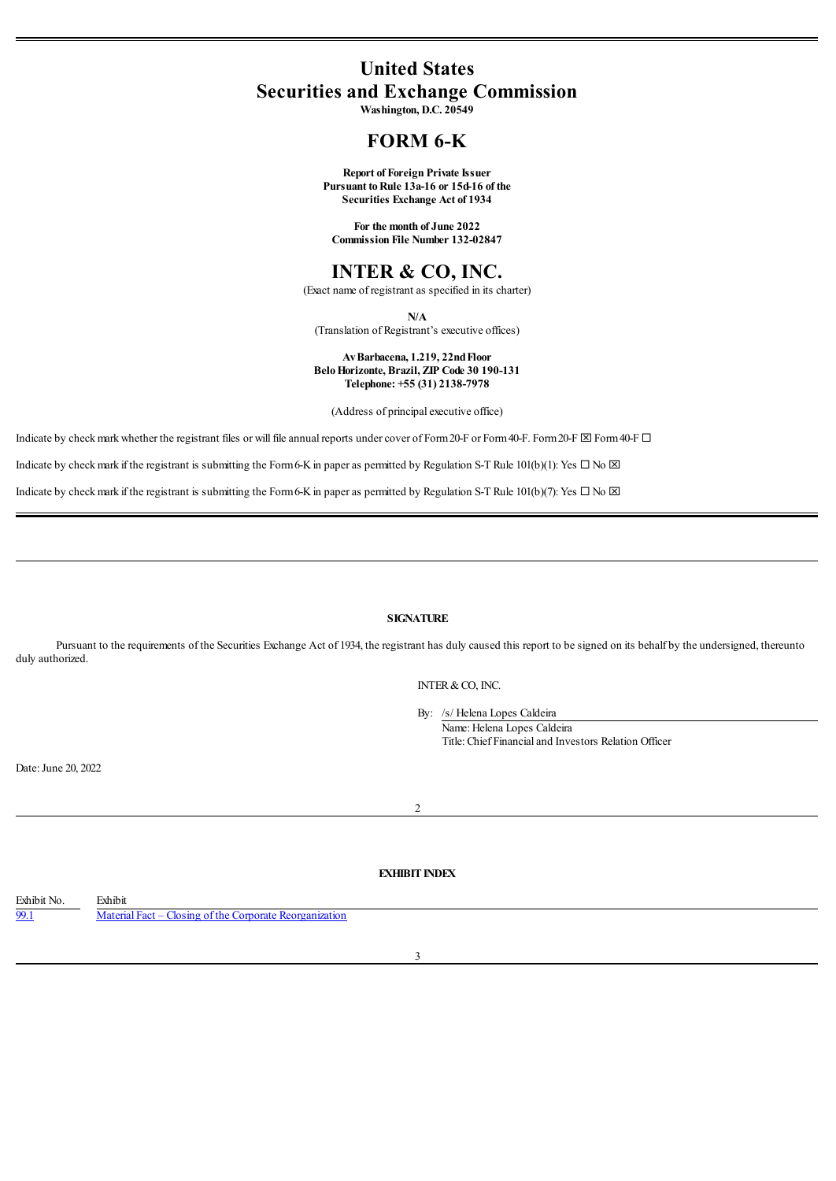# United States
# Securities and Exchange Commission

**Washington, D.C. 20549**

## FORM 6-K

**Report of Foreign Private Issuer**
**Pursuant to Rule 13a-16 or 15d-16 of the**
**Securities Exchange Act of 1934**

**For the month of June 2022**
**Commission File Number 132-02847**

## INTER & CO, INC.

(Exact name of registrant as specified in its charter)

**N/A**
(Translation of Registrant's executive offices)

**Av Barbacena, 1.219, 22nd Floor**
**Belo Horizonte, Brazil, ZIP Code 30 190-131**
**Telephone: +55 (31) 2138-7978**

(Address of principal executive office)

Indicate by check mark whether the registrant files or will file annual reports under cover of Form 20-F or Form 40-F. Form 20-F ☒ Form 40-F ☐

Indicate by check mark if the registrant is submitting the Form 6-K in paper as permitted by Regulation S-T Rule 101(b)(1): Yes ☐ No ☒

Indicate by check mark if the registrant is submitting the Form 6-K in paper as permitted by Regulation S-T Rule 101(b)(7): Yes ☐ No ☒

---

**SIGNATURE**

Pursuant to the requirements of the Securities Exchange Act of 1934, the registrant has duly caused this report to be signed on its behalf by the undersigned, thereunto duly authorized.

INTER & CO, INC.

By: /s/ Helena Lopes Caldeira
Name: Helena Lopes Caldeira
Title: Chief Financial and Investors Relation Officer

Date: June 20, 2022

---

**EXHIBIT INDEX**

| Exhibit No. | Exhibit |
| --- | --- |
| 99.1 | Material Fact – Closing of the Corporate Reorganization |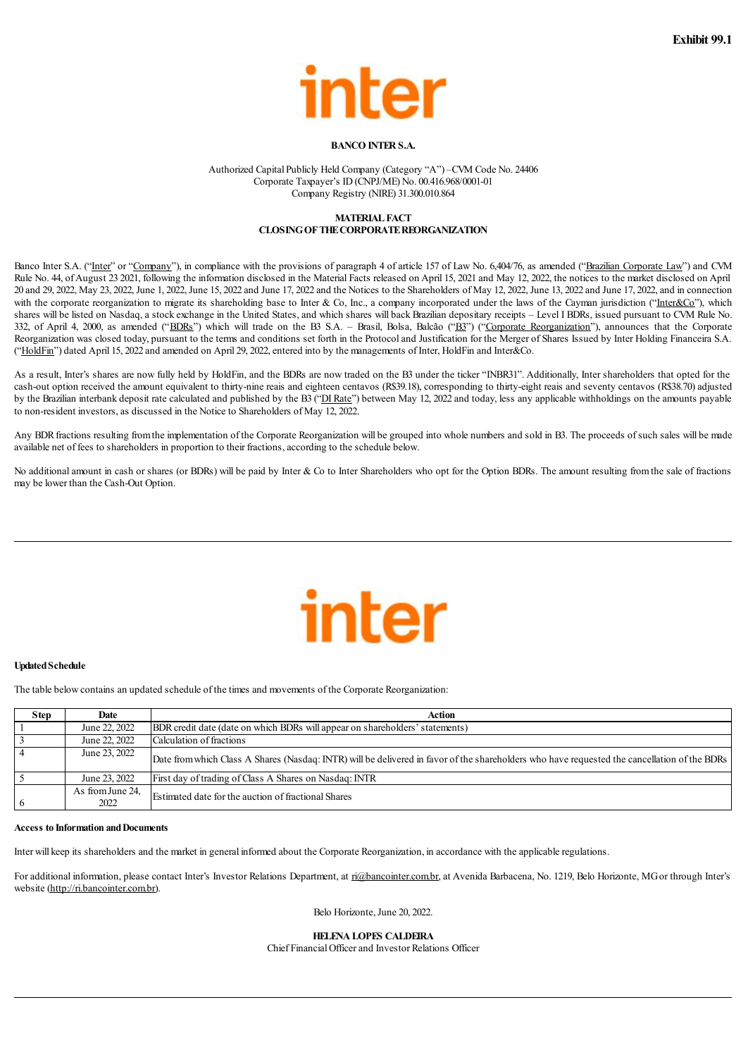**Exhibit 99.1**

inter

**BANCO INTER S.A.**

Authorized Capital Publicly Held Company (Category "A") –CVM Code No. 24406
Corporate Taxpayer's ID (CNPJ/ME) No. 00.416.968/0001-01
Company Registry (NIRE) 31.300.010.864

**MATERIAL FACT**
**CLOSING OF THE CORPORATE REORGANIZATION**

Banco Inter S.A. ("Inter" or "Company"), in compliance with the provisions of paragraph 4 of article 157 of Law No. 6,404/76, as amended ("Brazilian Corporate Law") and CVM Rule No. 44, of August 23 2021, following the information disclosed in the Material Facts released on April 15, 2021 and May 12, 2022, the notices to the market disclosed on April 20 and 29, 2022, May 23, 2022, June 1, 2022, June 15, 2022 and June 17, 2022 and the Notices to the Shareholders of May 12, 2022, June 13, 2022 and June 17, 2022, and in connection with the corporate reorganization to migrate its shareholding base to Inter & Co, Inc., a company incorporated under the laws of the Cayman jurisdiction ("Inter&Co"), which shares will be listed on Nasdaq, a stock exchange in the United States, and which shares will back Brazilian depositary receipts – Level I BDRs, issued pursuant to CVM Rule No. 332, of April 4, 2000, as amended ("BDRs") which will trade on the B3 S.A. – Brasil, Bolsa, Balcão ("B3") ("Corporate Reorganization"), announces that the Corporate Reorganization was closed today, pursuant to the terms and conditions set forth in the Protocol and Justification for the Merger of Shares Issued by Inter Holding Financeira S.A. ("HoldFin") dated April 15, 2022 and amended on April 29, 2022, entered into by the managements of Inter, HoldFin and Inter&Co.

As a result, Inter's shares are now fully held by HoldFin, and the BDRs are now traded on the B3 under the ticker "INBR31". Additionally, Inter shareholders that opted for the cash-out option received the amount equivalent to thirty-nine reais and eighteen centavos (R$39.18), corresponding to thirty-eight reais and seventy centavos (R$38.70) adjusted by the Brazilian interbank deposit rate calculated and published by the B3 ("DI Rate") between May 12, 2022 and today, less any applicable withholdings on the amounts payable to non-resident investors, as discussed in the Notice to Shareholders of May 12, 2022.

Any BDR fractions resulting from the implementation of the Corporate Reorganization will be grouped into whole numbers and sold in B3. The proceeds of such sales will be made available net of fees to shareholders in proportion to their fractions, according to the schedule below.

No additional amount in cash or shares (or BDRs) will be paid by Inter & Co to Inter Shareholders who opt for the Option BDRs. The amount resulting from the sale of fractions may be lower than the Cash-Out Option.

inter

**Updated Schedule**

The table below contains an updated schedule of the times and movements of the Corporate Reorganization:

| Step | Date | Action |
|---|---|---|
| 1 | June 22, 2022 | BDR credit date (date on which BDRs will appear on shareholders' statements) |
| 3 | June 22, 2022 | Calculation of fractions |
| 4 | June 23, 2022 | Date from which Class A Shares (Nasdaq: INTR) will be delivered in favor of the shareholders who have requested the cancellation of the BDRs |
| 5 | June 23, 2022 | First day of trading of Class A Shares on Nasdaq: INTR |
| 6 | As from June 24, 2022 | Estimated date for the auction of fractional Shares |

**Access to Information and Documents**

Inter will keep its shareholders and the market in general informed about the Corporate Reorganization, in accordance with the applicable regulations.

For additional information, please contact Inter's Investor Relations Department, at ri@bancointer.com.br, at Avenida Barbacena, No. 1219, Belo Horizonte, MG or through Inter's website (http://ri.bancointer.com.br).

Belo Horizonte, June 20, 2022.

**HELENA LOPES CALDEIRA**
Chief Financial Officer and Investor Relations Officer